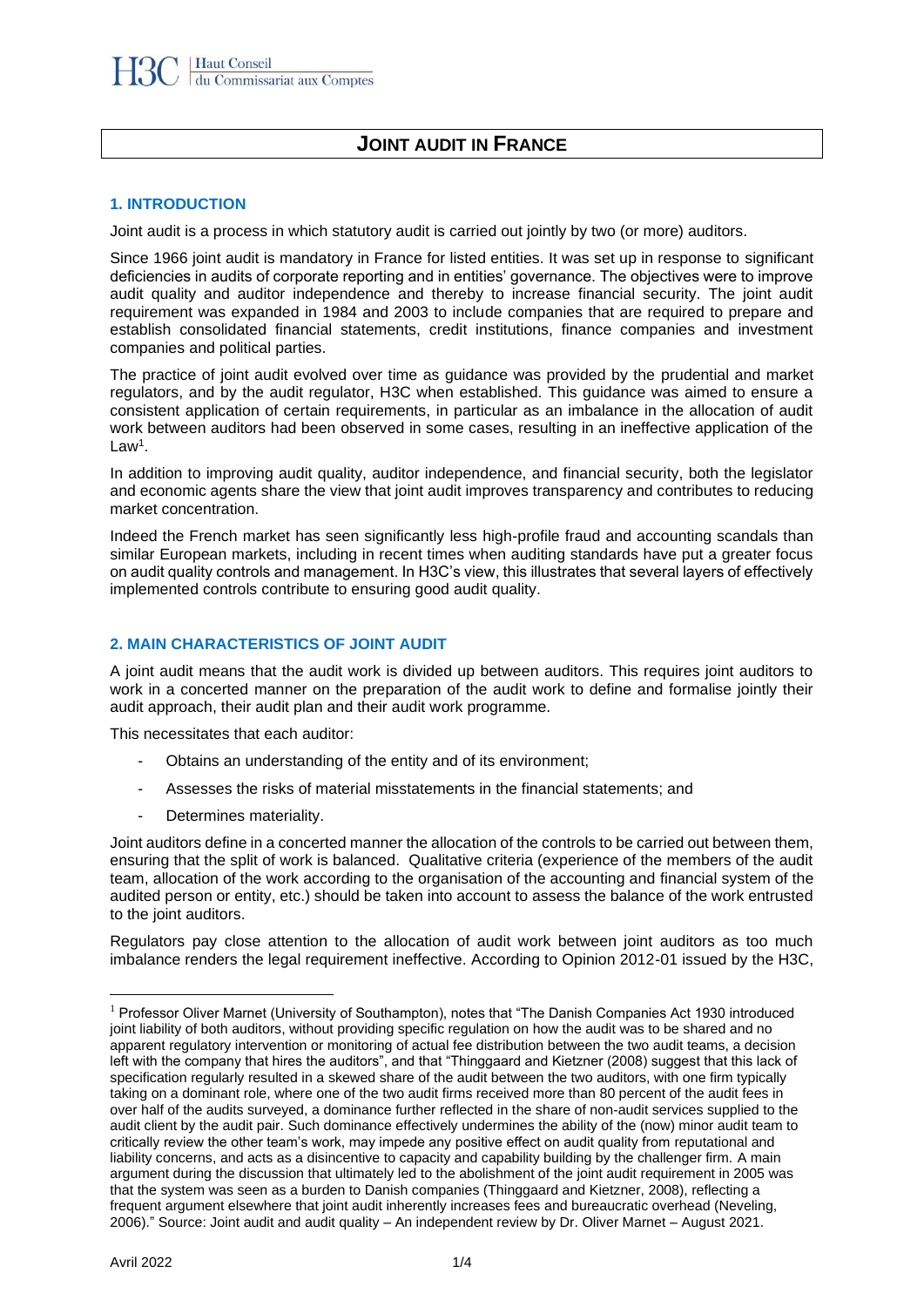# JOINT AUDIT IN FRANCE

## 1. INTRODUCTION

Joint audit is a process in which statutory audit is carried out jointly by two (or more) auditors.

Since 1966 joint audit is mandatory in France for listed entities. It was set up in response to significant deficiencies in audits of corporate reporting and in entities' governance. The objectives were to improve audit quality and auditor independence and thereby to increase financial security. The joint audit requirement was expanded in 1984 and 2003 to include companies that are required to prepare and establish consolidated financial statements, credit institutions, finance companies and investment companies and political parties.

The practice of joint audit evolved over time as guidance was provided by the prudential and market regulators, and by the audit regulator, H3C when established. This guidance was aimed to ensure a consistent application of certain requirements, in particular as an imbalance in the allocation of audit work between auditors had been observed in some cases, resulting in an ineffective application of the Law[1].

In addition to improving audit quality, auditor independence, and financial security, both the legislator and economic agents share the view that joint audit improves transparency and contributes to reducing market concentration.

Indeed the French market has seen significantly less high-profile fraud and accounting scandals than similar European markets, including in recent times when auditing standards have put a greater focus on audit quality controls and management. In H3C's view, this illustrates that several layers of effectively implemented controls contribute to ensuring good audit quality.

## 2. MAIN CHARACTERISTICS OF JOINT AUDIT

A joint audit means that the audit work is divided up between auditors. This requires joint auditors to work in a concerted manner on the preparation of the audit work to define and formalise jointly their audit approach, their audit plan and their audit work programme.

This necessitates that each auditor:

- Obtains an understanding of the entity and of its environment;
- Assesses the risks of material misstatements in the financial statements; and
- Determines materiality.

Joint auditors define in a concerted manner the allocation of the controls to be carried out between them, ensuring that the split of work is balanced. Qualitative criteria (experience of the members of the audit team, allocation of the work according to the organisation of the accounting and financial system of the audited person or entity, etc.) should be taken into account to assess the balance of the work entrusted to the joint auditors.

Regulators pay close attention to the allocation of audit work between joint auditors as too much imbalance renders the legal requirement ineffective. According to Opinion 2012-01 issued by the H3C,

[1] Professor Oliver Marnet (University of Southampton), notes that "The Danish Companies Act 1930 introduced joint liability of both auditors, without providing specific regulation on how the audit was to be shared and no apparent regulatory intervention or monitoring of actual fee distribution between the two audit teams, a decision left with the company that hires the auditors", and that "Thinggaard and Kietzner (2008) suggest that this lack of specification regularly resulted in a skewed share of the audit between the two auditors, with one firm typically taking on a dominant role, where one of the two audit firms received more than 80 percent of the audit fees in over half of the audits surveyed, a dominance further reflected in the share of non-audit services supplied to the audit client by the audit pair. Such dominance effectively undermines the ability of the (now) minor audit team to critically review the other team's work, may impede any positive effect on audit quality from reputational and liability concerns, and acts as a disincentive to capacity and capability building by the challenger firm. A main argument during the discussion that ultimately led to the abolishment of the joint audit requirement in 2005 was that the system was seen as a burden to Danish companies (Thinggaard and Kietzner, 2008), reflecting a frequent argument elsewhere that joint audit inherently increases fees and bureaucratic overhead (Neveling, 2006)." Source: Joint audit and audit quality – An independent review by Dr. Oliver Marnet – August 2021.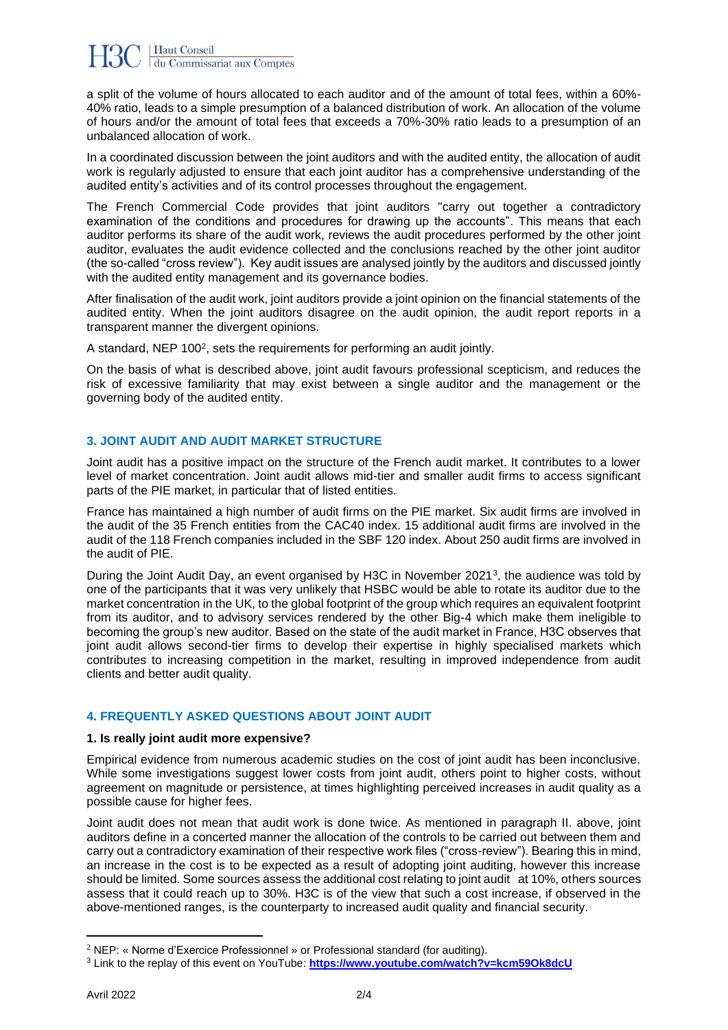a split of the volume of hours allocated to each auditor and of the amount of total fees, within a 60%-40% ratio, leads to a simple presumption of a balanced distribution of work. An allocation of the volume of hours and/or the amount of total fees that exceeds a 70%-30% ratio leads to a presumption of an unbalanced allocation of work.

In a coordinated discussion between the joint auditors and with the audited entity, the allocation of audit work is regularly adjusted to ensure that each joint auditor has a comprehensive understanding of the audited entity's activities and of its control processes throughout the engagement.

The French Commercial Code provides that joint auditors "carry out together a contradictory examination of the conditions and procedures for drawing up the accounts". This means that each auditor performs its share of the audit work, reviews the audit procedures performed by the other joint auditor, evaluates the audit evidence collected and the conclusions reached by the other joint auditor (the so-called "cross review"). Key audit issues are analysed jointly by the auditors and discussed jointly with the audited entity management and its governance bodies.

After finalisation of the audit work, joint auditors provide a joint opinion on the financial statements of the audited entity. When the joint auditors disagree on the audit opinion, the audit report reports in a transparent manner the divergent opinions.

A standard, NEP 100[2], sets the requirements for performing an audit jointly.

On the basis of what is described above, joint audit favours professional scepticism, and reduces the risk of excessive familiarity that may exist between a single auditor and the management or the governing body of the audited entity.

## 3. JOINT AUDIT AND AUDIT MARKET STRUCTURE

Joint audit has a positive impact on the structure of the French audit market. It contributes to a lower level of market concentration. Joint audit allows mid-tier and smaller audit firms to access significant parts of the PIE market, in particular that of listed entities.

France has maintained a high number of audit firms on the PIE market. Six audit firms are involved in the audit of the 35 French entities from the CAC40 index. 15 additional audit firms are involved in the audit of the 118 French companies included in the SBF 120 index. About 250 audit firms are involved in the audit of PIE.

During the Joint Audit Day, an event organised by H3C in November 2021[3], the audience was told by one of the participants that it was very unlikely that HSBC would be able to rotate its auditor due to the market concentration in the UK, to the global footprint of the group which requires an equivalent footprint from its auditor, and to advisory services rendered by the other Big-4 which make them ineligible to becoming the group's new auditor. Based on the state of the audit market in France, H3C observes that joint audit allows second-tier firms to develop their expertise in highly specialised markets which contributes to increasing competition in the market, resulting in improved independence from audit clients and better audit quality.

## 4. FREQUENTLY ASKED QUESTIONS ABOUT JOINT AUDIT

### 1. Is really joint audit more expensive?

Empirical evidence from numerous academic studies on the cost of joint audit has been inconclusive. While some investigations suggest lower costs from joint audit, others point to higher costs, without agreement on magnitude or persistence, at times highlighting perceived increases in audit quality as a possible cause for higher fees.

Joint audit does not mean that audit work is done twice. As mentioned in paragraph II. above, joint auditors define in a concerted manner the allocation of the controls to be carried out between them and carry out a contradictory examination of their respective work files ("cross-review"). Bearing this in mind, an increase in the cost is to be expected as a result of adopting joint auditing, however this increase should be limited. Some sources assess the additional cost relating to joint audit at 10%, others sources assess that it could reach up to 30%. H3C is of the view that such a cost increase, if observed in the above-mentioned ranges, is the counterparty to increased audit quality and financial security.

[2] NEP: « Norme d'Exercice Professionnel » or Professional standard (for auditing).

[3] Link to the replay of this event on YouTube: **https://www.youtube.com/watch?v=kcm59Ok8dcU**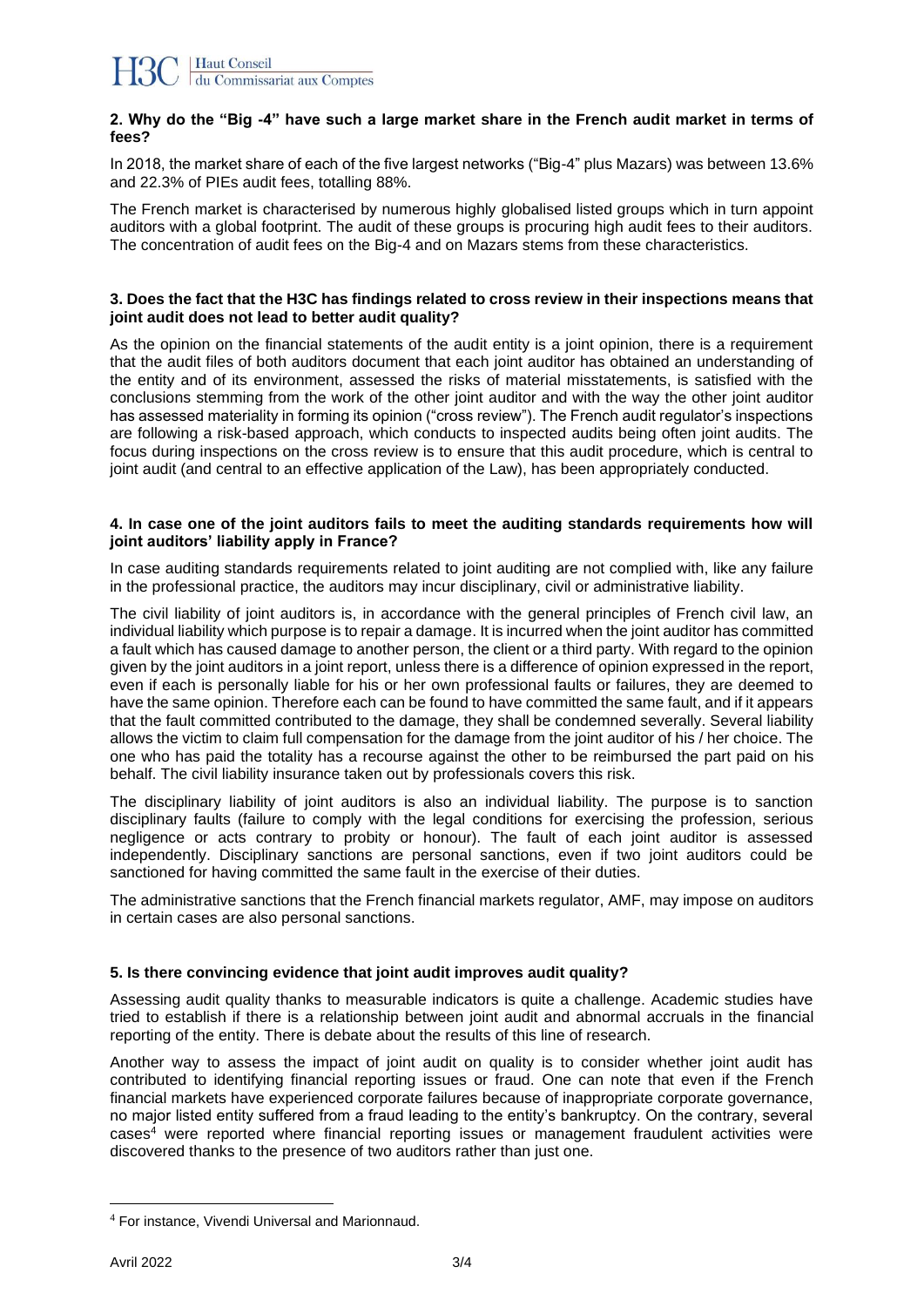## 2. Why do the "Big -4" have such a large market share in the French audit market in terms of fees?

In 2018, the market share of each of the five largest networks ("Big-4" plus Mazars) was between 13.6% and 22.3% of PIEs audit fees, totalling 88%.

The French market is characterised by numerous highly globalised listed groups which in turn appoint auditors with a global footprint. The audit of these groups is procuring high audit fees to their auditors. The concentration of audit fees on the Big-4 and on Mazars stems from these characteristics.

## 3. Does the fact that the H3C has findings related to cross review in their inspections means that joint audit does not lead to better audit quality?

As the opinion on the financial statements of the audit entity is a joint opinion, there is a requirement that the audit files of both auditors document that each joint auditor has obtained an understanding of the entity and of its environment, assessed the risks of material misstatements, is satisfied with the conclusions stemming from the work of the other joint auditor and with the way the other joint auditor has assessed materiality in forming its opinion ("cross review"). The French audit regulator's inspections are following a risk-based approach, which conducts to inspected audits being often joint audits. The focus during inspections on the cross review is to ensure that this audit procedure, which is central to joint audit (and central to an effective application of the Law), has been appropriately conducted.

## 4. In case one of the joint auditors fails to meet the auditing standards requirements how will joint auditors' liability apply in France?

In case auditing standards requirements related to joint auditing are not complied with, like any failure in the professional practice, the auditors may incur disciplinary, civil or administrative liability.

The civil liability of joint auditors is, in accordance with the general principles of French civil law, an individual liability which purpose is to repair a damage. It is incurred when the joint auditor has committed a fault which has caused damage to another person, the client or a third party. With regard to the opinion given by the joint auditors in a joint report, unless there is a difference of opinion expressed in the report, even if each is personally liable for his or her own professional faults or failures, they are deemed to have the same opinion. Therefore each can be found to have committed the same fault, and if it appears that the fault committed contributed to the damage, they shall be condemned severally. Several liability allows the victim to claim full compensation for the damage from the joint auditor of his / her choice. The one who has paid the totality has a recourse against the other to be reimbursed the part paid on his behalf. The civil liability insurance taken out by professionals covers this risk.

The disciplinary liability of joint auditors is also an individual liability. The purpose is to sanction disciplinary faults (failure to comply with the legal conditions for exercising the profession, serious negligence or acts contrary to probity or honour). The fault of each joint auditor is assessed independently. Disciplinary sanctions are personal sanctions, even if two joint auditors could be sanctioned for having committed the same fault in the exercise of their duties.

The administrative sanctions that the French financial markets regulator, AMF, may impose on auditors in certain cases are also personal sanctions.

## 5. Is there convincing evidence that joint audit improves audit quality?

Assessing audit quality thanks to measurable indicators is quite a challenge. Academic studies have tried to establish if there is a relationship between joint audit and abnormal accruals in the financial reporting of the entity. There is debate about the results of this line of research.

Another way to assess the impact of joint audit on quality is to consider whether joint audit has contributed to identifying financial reporting issues or fraud. One can note that even if the French financial markets have experienced corporate failures because of inappropriate corporate governance, no major listed entity suffered from a fraud leading to the entity's bankruptcy. On the contrary, several cases[4] were reported where financial reporting issues or management fraudulent activities were discovered thanks to the presence of two auditors rather than just one.

[4] For instance, Vivendi Universal and Marionnaud.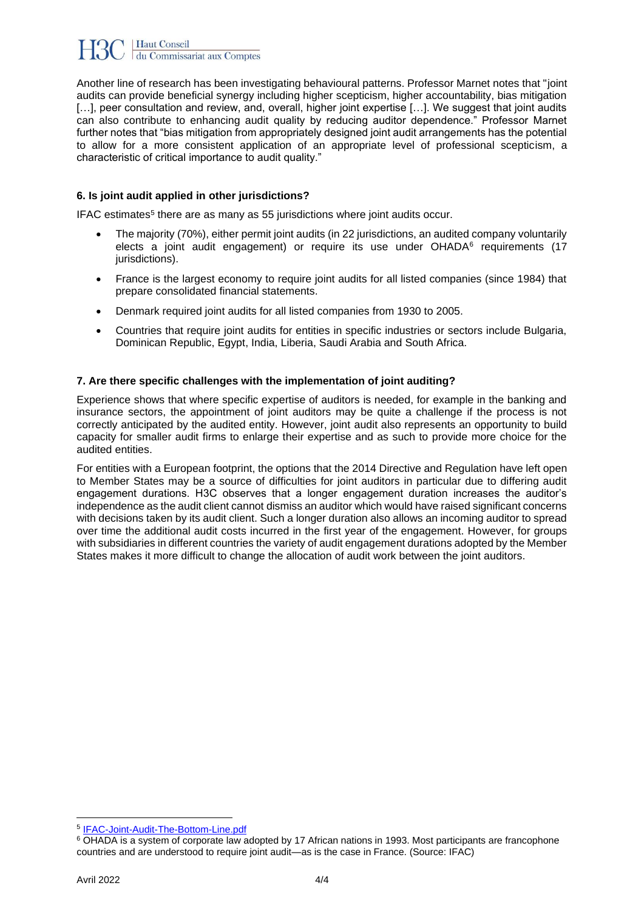Another line of research has been investigating behavioural patterns. Professor Marnet notes that "joint audits can provide beneficial synergy including higher scepticism, higher accountability, bias mitigation […], peer consultation and review, and, overall, higher joint expertise […]. We suggest that joint audits can also contribute to enhancing audit quality by reducing auditor dependence." Professor Marnet further notes that "bias mitigation from appropriately designed joint audit arrangements has the potential to allow for a more consistent application of an appropriate level of professional scepticism, a characteristic of critical importance to audit quality."

### 6. Is joint audit applied in other jurisdictions?

IFAC estimates[5] there are as many as 55 jurisdictions where joint audits occur.

- The majority (70%), either permit joint audits (in 22 jurisdictions, an audited company voluntarily elects a joint audit engagement) or require its use under OHADA[6] requirements (17 jurisdictions).
- France is the largest economy to require joint audits for all listed companies (since 1984) that prepare consolidated financial statements.
- Denmark required joint audits for all listed companies from 1930 to 2005.
- Countries that require joint audits for entities in specific industries or sectors include Bulgaria, Dominican Republic, Egypt, India, Liberia, Saudi Arabia and South Africa.

### 7. Are there specific challenges with the implementation of joint auditing?

Experience shows that where specific expertise of auditors is needed, for example in the banking and insurance sectors, the appointment of joint auditors may be quite a challenge if the process is not correctly anticipated by the audited entity. However, joint audit also represents an opportunity to build capacity for smaller audit firms to enlarge their expertise and as such to provide more choice for the audited entities.

For entities with a European footprint, the options that the 2014 Directive and Regulation have left open to Member States may be a source of difficulties for joint auditors in particular due to differing audit engagement durations. H3C observes that a longer engagement duration increases the auditor's independence as the audit client cannot dismiss an auditor which would have raised significant concerns with decisions taken by its audit client. Such a longer duration also allows an incoming auditor to spread over time the additional audit costs incurred in the first year of the engagement. However, for groups with subsidiaries in different countries the variety of audit engagement durations adopted by the Member States makes it more difficult to change the allocation of audit work between the joint auditors.

---

[5] IFAC-Joint-Audit-The-Bottom-Line.pdf

[6] OHADA is a system of corporate law adopted by 17 African nations in 1993. Most participants are francophone countries and are understood to require joint audit—as is the case in France. (Source: IFAC)

Avril 2022